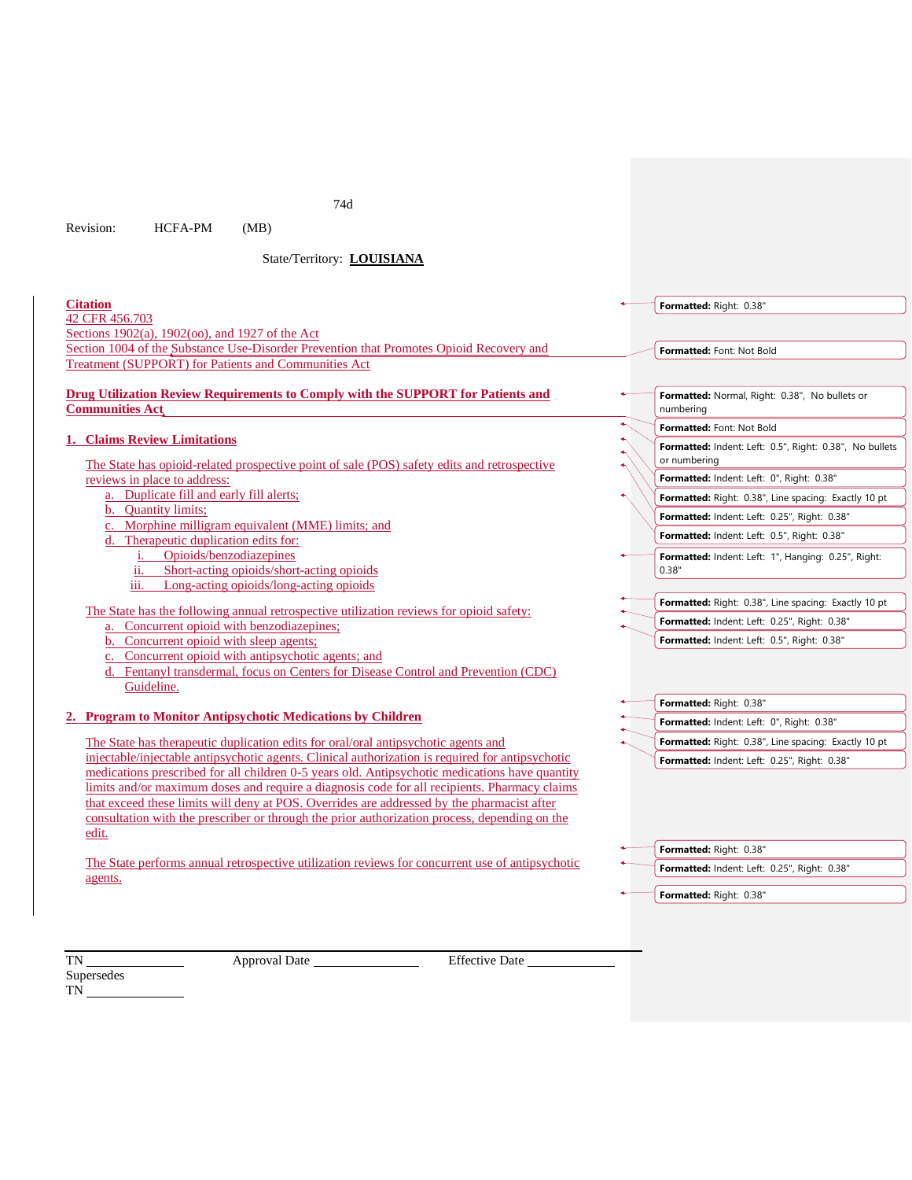Revision: HCFA-PM (MB)

State/Territory: **LOUISIANA**

**Citation**
42 CFR 456.703
Sections 1902(a), 1902(oo), and 1927 of the Act
Section 1004 of the Substance Use-Disorder Prevention that Promotes Opioid Recovery and Treatment (SUPPORT) for Patients and Communities Act

**Drug Utilization Review Requirements to Comply with the SUPPORT for Patients and Communities Act**

**1. Claims Review Limitations**

The State has opioid-related prospective point of sale (POS) safety edits and retrospective reviews in place to address:

a. Duplicate fill and early fill alerts;
b. Quantity limits;
c. Morphine milligram equivalent (MME) limits; and
d. Therapeutic duplication edits for:
   i. Opioids/benzodiazepines
   ii. Short-acting opioids/short-acting opioids
   iii. Long-acting opioids/long-acting opioids

The State has the following annual retrospective utilization reviews for opioid safety:

a. Concurrent opioid with benzodiazepines;
b. Concurrent opioid with sleep agents;
c. Concurrent opioid with antipsychotic agents; and
d. Fentanyl transdermal, focus on Centers for Disease Control and Prevention (CDC) Guideline.

**2. Program to Monitor Antipsychotic Medications by Children**

The State has therapeutic duplication edits for oral/oral antipsychotic agents and injectable/injectable antipsychotic agents. Clinical authorization is required for antipsychotic medications prescribed for all children 0-5 years old. Antipsychotic medications have quantity limits and/or maximum doses and require a diagnosis code for all recipients. Pharmacy claims that exceed these limits will deny at POS. Overrides are addressed by the pharmacist after consultation with the prescriber or through the prior authorization process, depending on the edit.

The State performs annual retrospective utilization reviews for concurrent use of antipsychotic agents.

TN \_\_\_\_\_\_\_\_\_\_ Approval Date \_\_\_\_\_\_\_\_\_\_ Effective Date \_\_\_\_\_\_\_\_\_\_
Supersedes
TN \_\_\_\_\_\_\_\_\_\_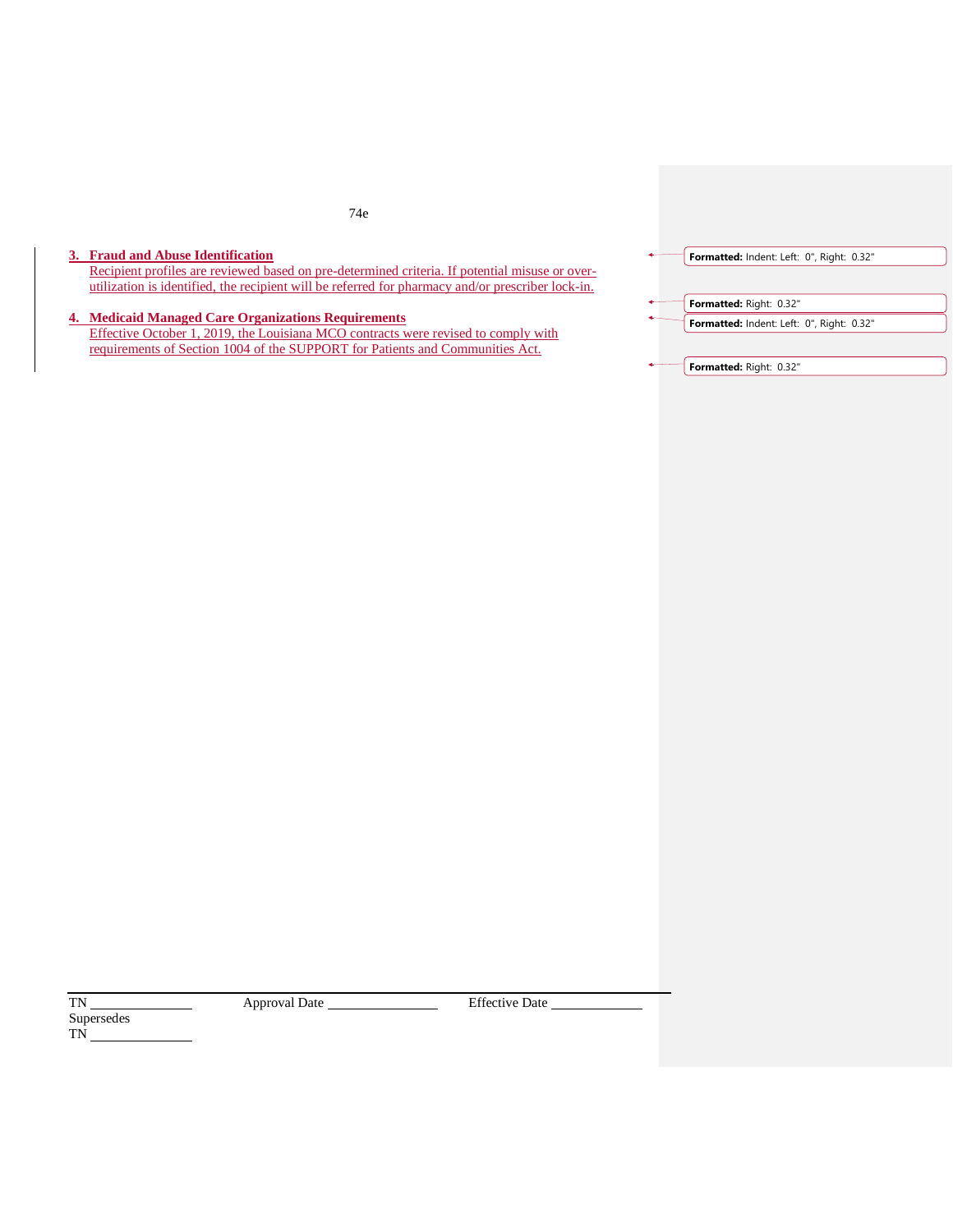**3. Fraud and Abuse Identification**

Recipient profiles are reviewed based on pre-determined criteria. If potential misuse or over-utilization is identified, the recipient will be referred for pharmacy and/or prescriber lock-in.

**4. Medicaid Managed Care Organizations Requirements**

Effective October 1, 2019, the Louisiana MCO contracts were revised to comply with requirements of Section 1004 of the SUPPORT for Patients and Communities Act.

TN ______________ Approval Date ________________ Effective Date _____________
Supersedes
TN ______________